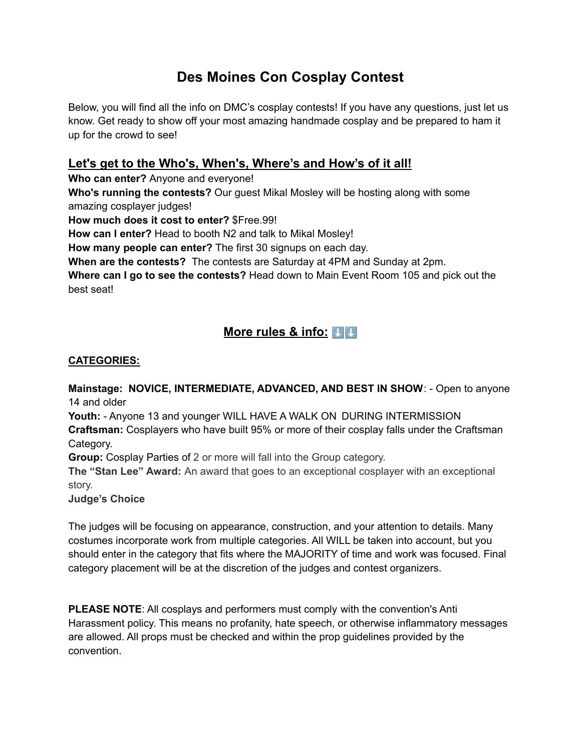# Des Moines Con Cosplay Contest

Below, you will find all the info on DMC's cosplay contests! If you have any questions, just let us know. Get ready to show off your most amazing handmade cosplay and be prepared to ham it up for the crowd to see!

## <u>Let's get to the Who's, When's, Where's and How's of it all!</u>

**Who can enter?** Anyone and everyone!
**Who's running the contests?** Our guest Mikal Mosley will be hosting along with some amazing cosplayer judges!
**How much does it cost to enter?** $Free.99!
**How can I enter?** Head to booth N2 and talk to Mikal Mosley!
**How many people can enter?** The first 30 signups on each day.
**When are the contests?** The contests are Saturday at 4PM and Sunday at 2pm.
**Where can I go to see the contests?** Head down to Main Event Room 105 and pick out the best seat!

## <u>More rules & info:</u> ⬇️⬇️

**<u>CATEGORIES:</u>**

**Mainstage: NOVICE, INTERMEDIATE, ADVANCED, AND BEST IN SHOW**: - Open to anyone 14 and older
**Youth:** - Anyone 13 and younger WILL HAVE A WALK ON DURING INTERMISSION
**Craftsman:** Cosplayers who have built 95% or more of their cosplay falls under the Craftsman Category.
**Group:** Cosplay Parties of 2 or more will fall into the Group category.
**The "Stan Lee" Award:** An award that goes to an exceptional cosplayer with an exceptional story.
**Judge's Choice**

The judges will be focusing on appearance, construction, and your attention to details. Many costumes incorporate work from multiple categories. All WILL be taken into account, but you should enter in the category that fits where the MAJORITY of time and work was focused. Final category placement will be at the discretion of the judges and contest organizers.

**PLEASE NOTE**: All cosplays and performers must comply with the convention's Anti Harassment policy. This means no profanity, hate speech, or otherwise inflammatory messages are allowed. All props must be checked and within the prop guidelines provided by the convention.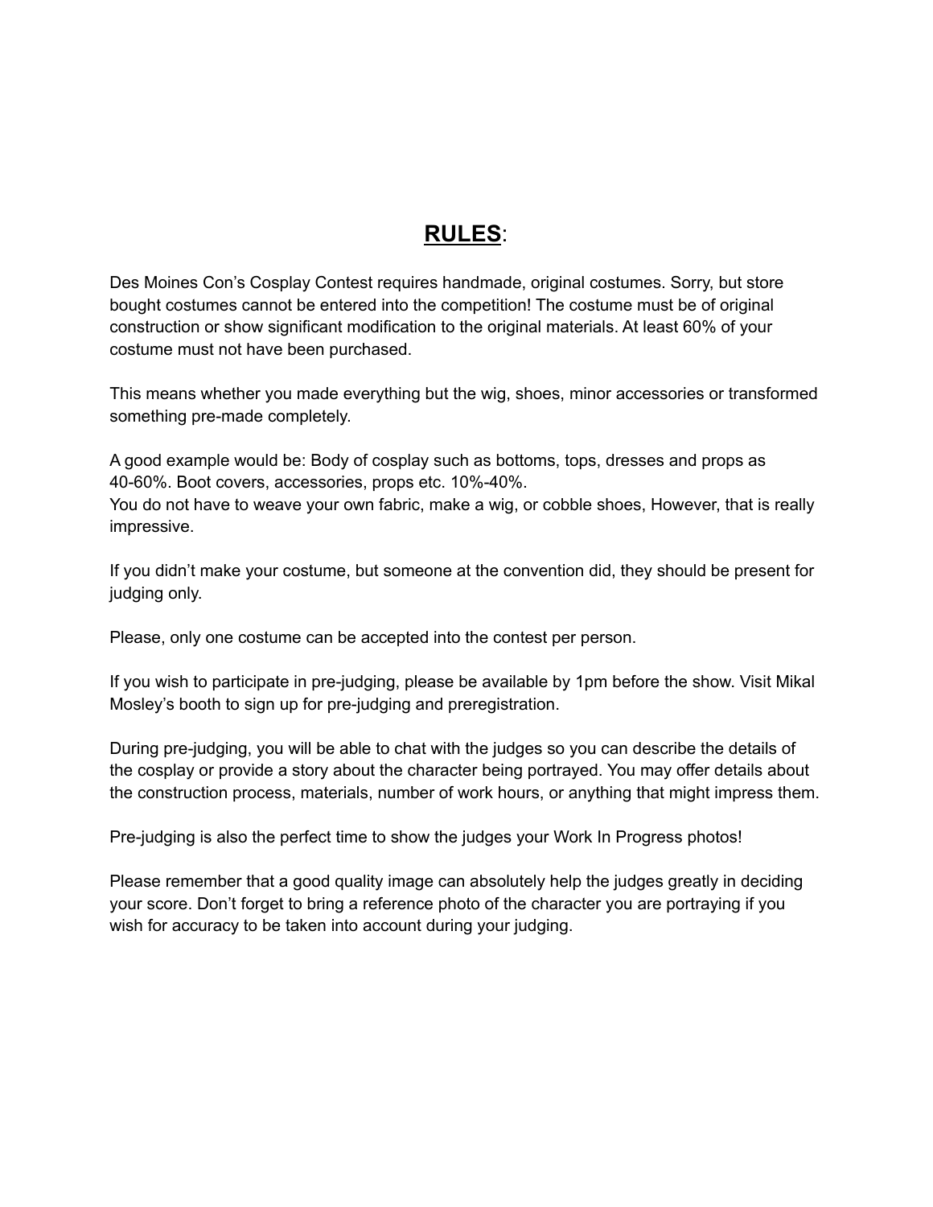# **RULES**:

Des Moines Con's Cosplay Contest requires handmade, original costumes. Sorry, but store bought costumes cannot be entered into the competition! The costume must be of original construction or show significant modification to the original materials. At least 60% of your costume must not have been purchased.

This means whether you made everything but the wig, shoes, minor accessories or transformed something pre-made completely.

A good example would be: Body of cosplay such as bottoms, tops, dresses and props as 40-60%. Boot covers, accessories, props etc. 10%-40%.
You do not have to weave your own fabric, make a wig, or cobble shoes, However, that is really impressive.

If you didn't make your costume, but someone at the convention did, they should be present for judging only.

Please, only one costume can be accepted into the contest per person.

If you wish to participate in pre-judging, please be available by 1pm before the show. Visit Mikal Mosley's booth to sign up for pre-judging and preregistration.

During pre-judging, you will be able to chat with the judges so you can describe the details of the cosplay or provide a story about the character being portrayed. You may offer details about the construction process, materials, number of work hours, or anything that might impress them.

Pre-judging is also the perfect time to show the judges your Work In Progress photos!

Please remember that a good quality image can absolutely help the judges greatly in deciding your score. Don't forget to bring a reference photo of the character you are portraying if you wish for accuracy to be taken into account during your judging.